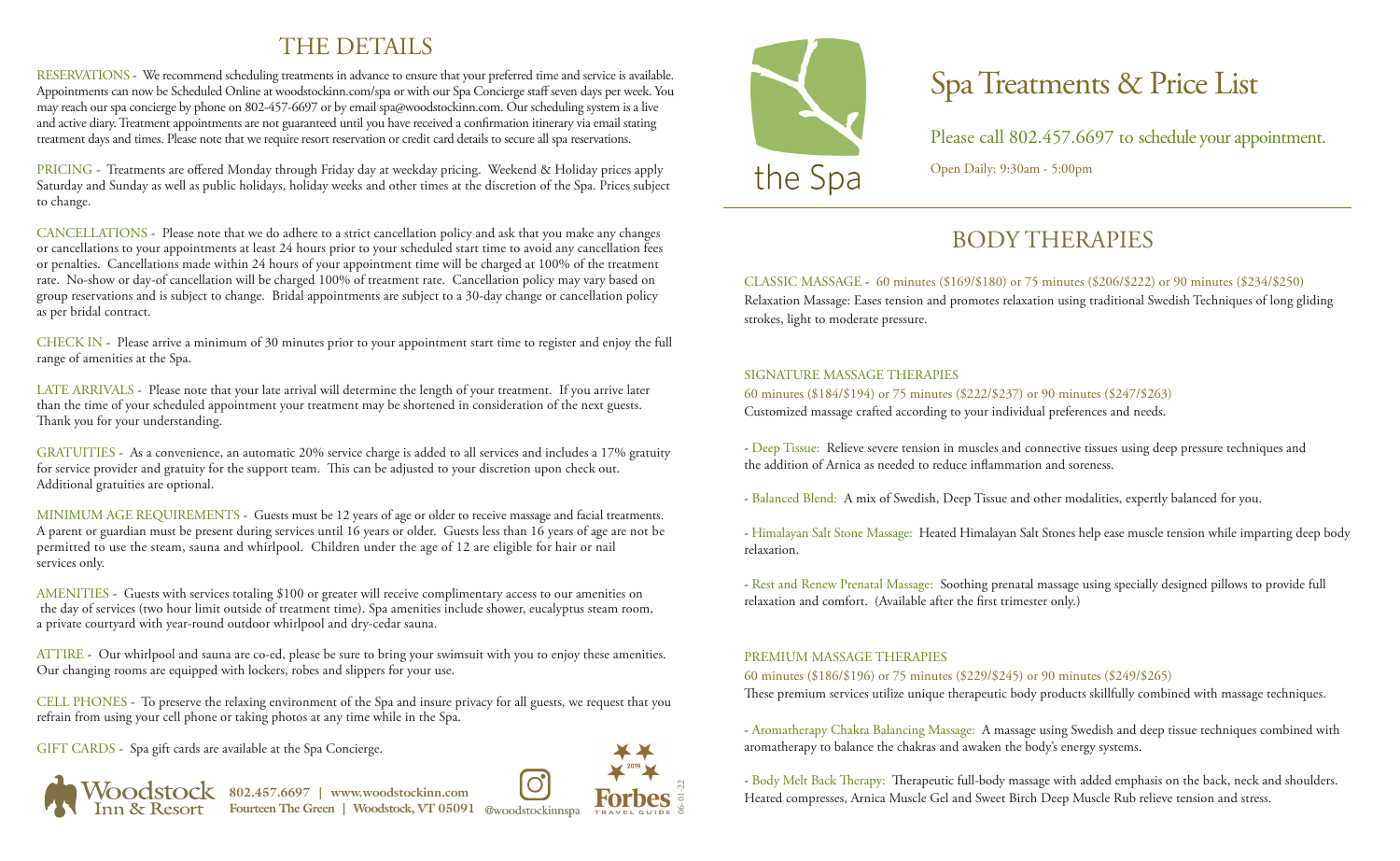# THE DETAILS

RESERVATIONS - We recommend scheduling treatments in advance to ensure that your preferred time and service is available. Appointments can now be Scheduled Online at woodstockinn.com/spa or with our Spa Concierge staff seven days per week. You may reach our spa concierge by phone on 802-457-6697 or by email spa@woodstockinn.com. Our scheduling system is a live and active diary. Treatment appointments are not guaranteed until you have received a confirmation itinerary via email stating treatment days and times. Please note that we require resort reservation or credit card details to secure all spa reservations.

PRICING - Treatments are offered Monday through Friday day at weekday pricing. Weekend & Holiday prices apply Saturday and Sunday as well as public holidays, holiday weeks and other times at the discretion of the Spa. Prices subject to change.

CANCELLATIONS - Please note that we do adhere to a strict cancellation policy and ask that you make any changes or cancellations to your appointments at least 24 hours prior to your scheduled start time to avoid any cancellation fees or penalties. Cancellations made within 24 hours of your appointment time will be charged at 100% of the treatment rate. No-show or day-of cancellation will be charged 100% of treatment rate. Cancellation policy may vary based on group reservations and is subject to change. Bridal appointments are subject to a 30-day change or cancellation policy as per bridal contract.

CHECK IN - Please arrive a minimum of 30 minutes prior to your appointment start time to register and enjoy the full range of amenities at the Spa.

LATE ARRIVALS - Please note that your late arrival will determine the length of your treatment. If you arrive later than the time of your scheduled appointment your treatment may be shortened in consideration of the next guests. Thank you for your understanding.

GRATUITIES - As a convenience, an automatic 20% service charge is added to all services and includes a 17% gratuity for service provider and gratuity for the support team. This can be adjusted to your discretion upon check out. Additional gratuities are optional.

MINIMUM AGE REQUIREMENTS - Guests must be 12 years of age or older to receive massage and facial treatments. A parent or guardian must be present during services until 16 years or older. Guests less than 16 years of age are not be permitted to use the steam, sauna and whirlpool. Children under the age of 12 are eligible for hair or nail services only.

AMENITIES - Guests with services totaling $100 or greater will receive complimentary access to our amenities on the day of services (two hour limit outside of treatment time). Spa amenities include shower, eucalyptus steam room, a private courtyard with year-round outdoor whirlpool and dry-cedar sauna.

ATTIRE - Our whirlpool and sauna are co-ed, please be sure to bring your swimsuit with you to enjoy these amenities. Our changing rooms are equipped with lockers, robes and slippers for your use.

CELL PHONES - To preserve the relaxing environment of the Spa and insure privacy for all guests, we request that you refrain from using your cell phone or taking photos at any time while in the Spa.

GIFT CARDS - Spa gift cards are available at the Spa Concierge.

Woodstock Inn & Resort

802.457.6697 | www.woodstockinn.com
Fourteen The Green | Woodstock, VT 05091

@woodstockinnspa

Forbes Travel Guide 2019

06-01-22

the Spa

# Spa Treatments & Price List

Please call 802.457.6697 to schedule your appointment.

Open Daily: 9:30am - 5:00pm

## BODY THERAPIES

CLASSIC MASSAGE - 60 minutes ($169/$180) or 75 minutes ($206/$222) or 90 minutes ($234/$250)
Relaxation Massage: Eases tension and promotes relaxation using traditional Swedish Techniques of long gliding strokes, light to moderate pressure.

SIGNATURE MASSAGE THERAPIES
60 minutes ($184/$194) or 75 minutes ($222/$237) or 90 minutes ($247/$263)
Customized massage crafted according to your individual preferences and needs.

- Deep Tissue: Relieve severe tension in muscles and connective tissues using deep pressure techniques and the addition of Arnica as needed to reduce inflammation and soreness.

- Balanced Blend: A mix of Swedish, Deep Tissue and other modalities, expertly balanced for you.

- Himalayan Salt Stone Massage: Heated Himalayan Salt Stones help ease muscle tension while imparting deep body relaxation.

- Rest and Renew Prenatal Massage: Soothing prenatal massage using specially designed pillows to provide full relaxation and comfort. (Available after the first trimester only.)

PREMIUM MASSAGE THERAPIES
60 minutes ($186/$196) or 75 minutes ($229/$245) or 90 minutes ($249/$265)
These premium services utilize unique therapeutic body products skillfully combined with massage techniques.

- Aromatherapy Chakra Balancing Massage: A massage using Swedish and deep tissue techniques combined with aromatherapy to balance the chakras and awaken the body's energy systems.

- Body Melt Back Therapy: Therapeutic full-body massage with added emphasis on the back, neck and shoulders. Heated compresses, Arnica Muscle Gel and Sweet Birch Deep Muscle Rub relieve tension and stress.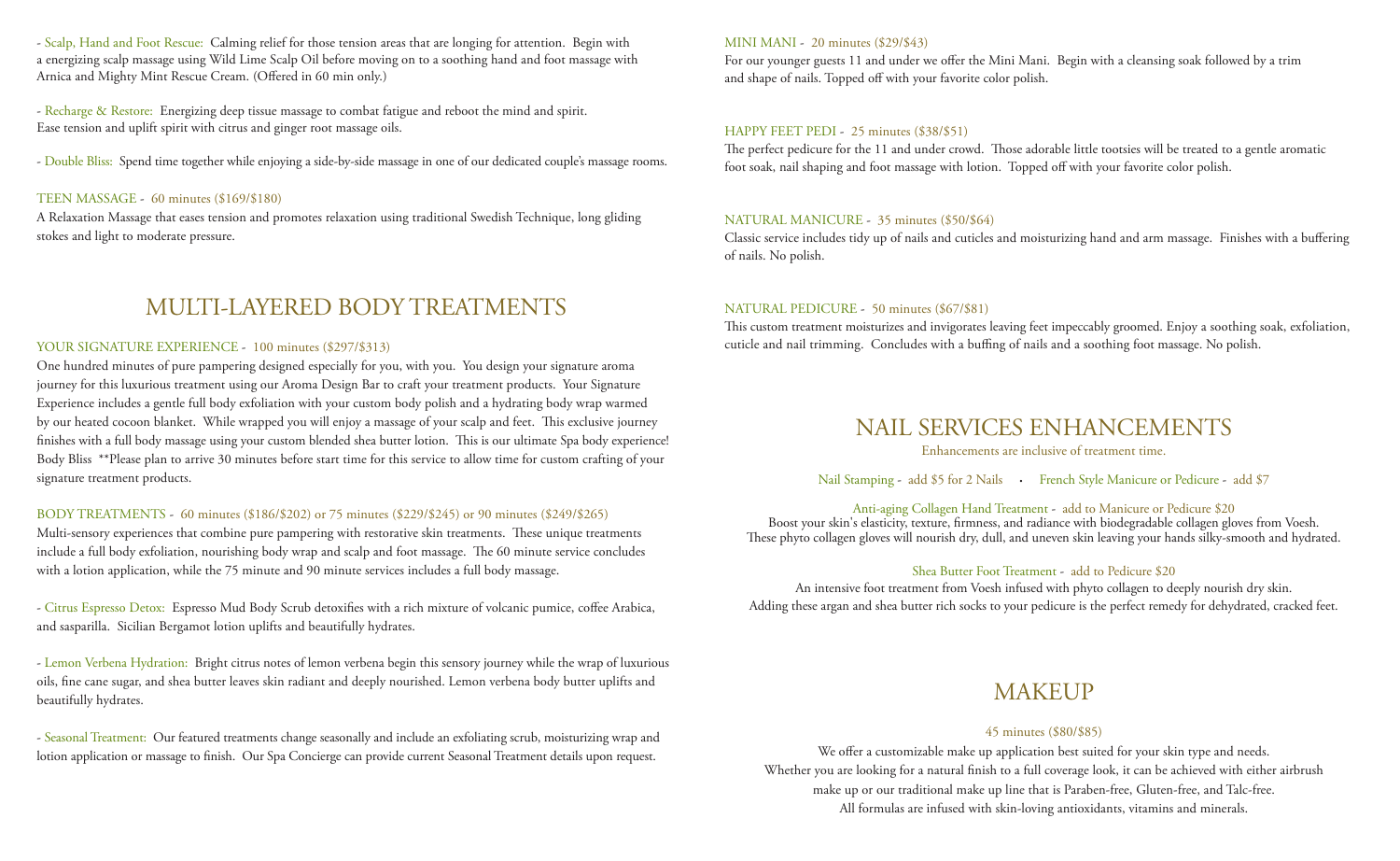- Scalp, Hand and Foot Rescue: Calming relief for those tension areas that are longing for attention. Begin with a energizing scalp massage using Wild Lime Scalp Oil before moving on to a soothing hand and foot massage with Arnica and Mighty Mint Rescue Cream. (Offered in 60 min only.)

- Recharge & Restore: Energizing deep tissue massage to combat fatigue and reboot the mind and spirit. Ease tension and uplift spirit with citrus and ginger root massage oils.

- Double Bliss: Spend time together while enjoying a side-by-side massage in one of our dedicated couple's massage rooms.

### TEEN MASSAGE - 60 minutes ($169/$180)

A Relaxation Massage that eases tension and promotes relaxation using traditional Swedish Technique, long gliding stokes and light to moderate pressure.

## MULTI-LAYERED BODY TREATMENTS

### YOUR SIGNATURE EXPERIENCE - 100 minutes ($297/$313)

One hundred minutes of pure pampering designed especially for you, with you. You design your signature aroma journey for this luxurious treatment using our Aroma Design Bar to craft your treatment products. Your Signature Experience includes a gentle full body exfoliation with your custom body polish and a hydrating body wrap warmed by our heated cocoon blanket. While wrapped you will enjoy a massage of your scalp and feet. This exclusive journey finishes with a full body massage using your custom blended shea butter lotion. This is our ultimate Spa body experience! Body Bliss **Please plan to arrive 30 minutes before start time for this service to allow time for custom crafting of your signature treatment products.

### BODY TREATMENTS - 60 minutes ($186/$202) or 75 minutes ($229/$245) or 90 minutes ($249/$265)

Multi-sensory experiences that combine pure pampering with restorative skin treatments. These unique treatments include a full body exfoliation, nourishing body wrap and scalp and foot massage. The 60 minute service concludes with a lotion application, while the 75 minute and 90 minute services includes a full body massage.

- Citrus Espresso Detox: Espresso Mud Body Scrub detoxifies with a rich mixture of volcanic pumice, coffee Arabica, and sasparilla. Sicilian Bergamot lotion uplifts and beautifully hydrates.

- Lemon Verbena Hydration: Bright citrus notes of lemon verbena begin this sensory journey while the wrap of luxurious oils, fine cane sugar, and shea butter leaves skin radiant and deeply nourished. Lemon verbena body butter uplifts and beautifully hydrates.

- Seasonal Treatment: Our featured treatments change seasonally and include an exfoliating scrub, moisturizing wrap and lotion application or massage to finish. Our Spa Concierge can provide current Seasonal Treatment details upon request.

### MINI MANI - 20 minutes ($29/$43)

For our younger guests 11 and under we offer the Mini Mani. Begin with a cleansing soak followed by a trim and shape of nails. Topped off with your favorite color polish.

### HAPPY FEET PEDI - 25 minutes ($38/$51)

The perfect pedicure for the 11 and under crowd. Those adorable little tootsies will be treated to a gentle aromatic foot soak, nail shaping and foot massage with lotion. Topped off with your favorite color polish.

### NATURAL MANICURE - 35 minutes ($50/$64)

Classic service includes tidy up of nails and cuticles and moisturizing hand and arm massage. Finishes with a buffering of nails. No polish.

### NATURAL PEDICURE - 50 minutes ($67/$81)

This custom treatment moisturizes and invigorates leaving feet impeccably groomed. Enjoy a soothing soak, exfoliation, cuticle and nail trimming. Concludes with a buffing of nails and a soothing foot massage. No polish.

## NAIL SERVICES ENHANCEMENTS

Enhancements are inclusive of treatment time.

Nail Stamping - add $5 for 2 Nails • French Style Manicure or Pedicure - add $7

**Anti-aging Collagen Hand Treatment - add to Manicure or Pedicure $20**

Boost your skin's elasticity, texture, firmness, and radiance with biodegradable collagen gloves from Voesh. These phyto collagen gloves will nourish dry, dull, and uneven skin leaving your hands silky-smooth and hydrated.

**Shea Butter Foot Treatment - add to Pedicure $20**

An intensive foot treatment from Voesh infused with phyto collagen to deeply nourish dry skin. Adding these argan and shea butter rich socks to your pedicure is the perfect remedy for dehydrated, cracked feet.

## MAKEUP

45 minutes ($80/$85)

We offer a customizable make up application best suited for your skin type and needs. Whether you are looking for a natural finish to a full coverage look, it can be achieved with either airbrush make up or our traditional make up line that is Paraben-free, Gluten-free, and Talc-free. All formulas are infused with skin-loving antioxidants, vitamins and minerals.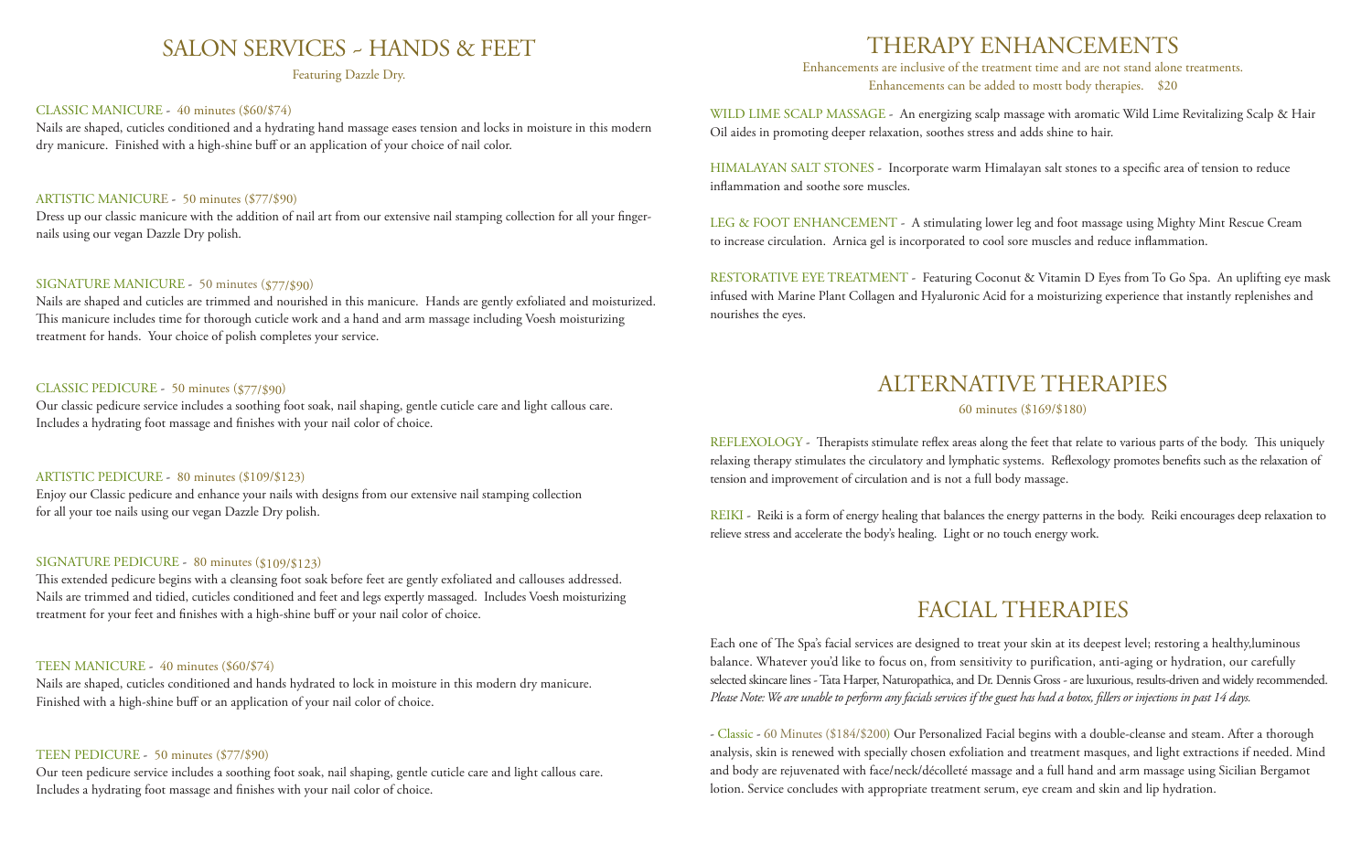# SALON SERVICES ~ HANDS & FEET

Featuring Dazzle Dry.

CLASSIC MANICURE - 40 minutes ($60/$74)

Nails are shaped, cuticles conditioned and a hydrating hand massage eases tension and locks in moisture in this modern dry manicure. Finished with a high-shine buff or an application of your choice of nail color.

ARTISTIC MANICURE - 50 minutes ($77/$90)

Dress up our classic manicure with the addition of nail art from our extensive nail stamping collection for all your finger-nails using our vegan Dazzle Dry polish.

SIGNATURE MANICURE - 50 minutes ($77/$90)

Nails are shaped and cuticles are trimmed and nourished in this manicure. Hands are gently exfoliated and moisturized. This manicure includes time for thorough cuticle work and a hand and arm massage including Voesh moisturizing treatment for hands. Your choice of polish completes your service.

CLASSIC PEDICURE - 50 minutes ($77/$90)

Our classic pedicure service includes a soothing foot soak, nail shaping, gentle cuticle care and light callous care. Includes a hydrating foot massage and finishes with your nail color of choice.

ARTISTIC PEDICURE - 80 minutes ($109/$123)

Enjoy our Classic pedicure and enhance your nails with designs from our extensive nail stamping collection for all your toe nails using our vegan Dazzle Dry polish.

SIGNATURE PEDICURE - 80 minutes ($109/$123)

This extended pedicure begins with a cleansing foot soak before feet are gently exfoliated and callouses addressed. Nails are trimmed and tidied, cuticles conditioned and feet and legs expertly massaged. Includes Voesh moisturizing treatment for your feet and finishes with a high-shine buff or your nail color of choice.

TEEN MANICURE - 40 minutes ($60/$74)

Nails are shaped, cuticles conditioned and hands hydrated to lock in moisture in this modern dry manicure. Finished with a high-shine buff or an application of your nail color of choice.

TEEN PEDICURE - 50 minutes ($77/$90)

Our teen pedicure service includes a soothing foot soak, nail shaping, gentle cuticle care and light callous care. Includes a hydrating foot massage and finishes with your nail color of choice.

# THERAPY ENHANCEMENTS

Enhancements are inclusive of the treatment time and are not stand alone treatments. Enhancements can be added to mostt body therapies. $20

WILD LIME SCALP MASSAGE - An energizing scalp massage with aromatic Wild Lime Revitalizing Scalp & Hair Oil aides in promoting deeper relaxation, soothes stress and adds shine to hair.

HIMALAYAN SALT STONES - Incorporate warm Himalayan salt stones to a specific area of tension to reduce inflammation and soothe sore muscles.

LEG & FOOT ENHANCEMENT - A stimulating lower leg and foot massage using Mighty Mint Rescue Cream to increase circulation. Arnica gel is incorporated to cool sore muscles and reduce inflammation.

RESTORATIVE EYE TREATMENT - Featuring Coconut & Vitamin D Eyes from To Go Spa. An uplifting eye mask infused with Marine Plant Collagen and Hyaluronic Acid for a moisturizing experience that instantly replenishes and nourishes the eyes.

# ALTERNATIVE THERAPIES

60 minutes ($169/$180)

REFLEXOLOGY - Therapists stimulate reflex areas along the feet that relate to various parts of the body. This uniquely relaxing therapy stimulates the circulatory and lymphatic systems. Reflexology promotes benefits such as the relaxation of tension and improvement of circulation and is not a full body massage.

REIKI - Reiki is a form of energy healing that balances the energy patterns in the body. Reiki encourages deep relaxation to relieve stress and accelerate the body's healing. Light or no touch energy work.

# FACIAL THERAPIES

Each one of The Spa's facial services are designed to treat your skin at its deepest level; restoring a healthy,luminous balance. Whatever you'd like to focus on, from sensitivity to purification, anti-aging or hydration, our carefully selected skincare lines - Tata Harper, Naturopathica, and Dr. Dennis Gross - are luxurious, results-driven and widely recommended. *Please Note: We are unable to perform any facials services if the guest has had a botox, fillers or injections in past 14 days.*

- Classic - 60 Minutes ($184/$200) Our Personalized Facial begins with a double-cleanse and steam. After a thorough analysis, skin is renewed with specially chosen exfoliation and treatment masques, and light extractions if needed. Mind and body are rejuvenated with face/neck/décolleté massage and a full hand and arm massage using Sicilian Bergamot lotion. Service concludes with appropriate treatment serum, eye cream and skin and lip hydration.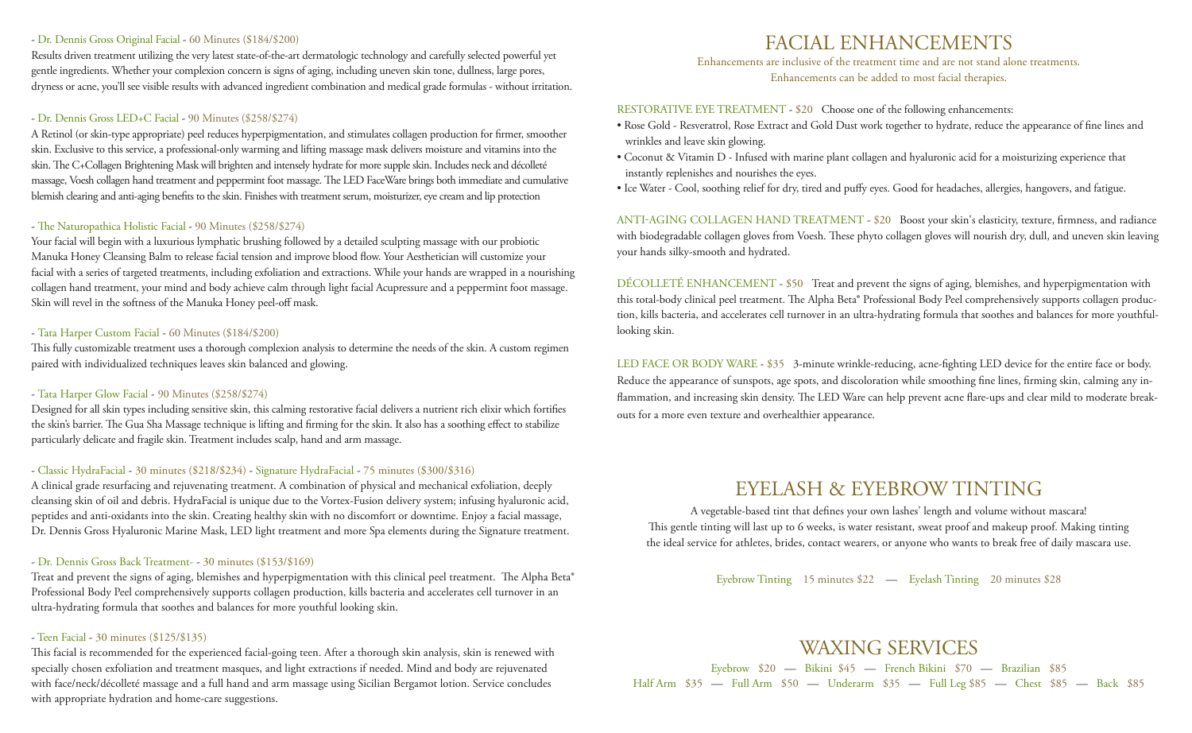- Dr. Dennis Gross Original Facial - 60 Minutes ($184/$200)

Results driven treatment utilizing the very latest state-of-the-art dermatologic technology and carefully selected powerful yet gentle ingredients. Whether your complexion concern is signs of aging, including uneven skin tone, dullness, large pores, dryness or acne, you'll see visible results with advanced ingredient combination and medical grade formulas - without irritation.

- Dr. Dennis Gross LED+C Facial - 90 Minutes ($258/$274)

A Retinol (or skin-type appropriate) peel reduces hyperpigmentation, and stimulates collagen production for firmer, smoother skin. Exclusive to this service, a professional-only warming and lifting massage mask delivers moisture and vitamins into the skin. The C+Collagen Brightening Mask will brighten and intensely hydrate for more supple skin. Includes neck and décolleté massage, Voesh collagen hand treatment and peppermint foot massage. The LED FaceWare brings both immediate and cumulative blemish clearing and anti-aging benefits to the skin. Finishes with treatment serum, moisturizer, eye cream and lip protection

- The Naturopathica Holistic Facial - 90 Minutes ($258/$274)

Your facial will begin with a luxurious lymphatic brushing followed by a detailed sculpting massage with our probiotic Manuka Honey Cleansing Balm to release facial tension and improve blood flow. Your Aesthetician will customize your facial with a series of targeted treatments, including exfoliation and extractions. While your hands are wrapped in a nourishing collagen hand treatment, your mind and body achieve calm through light facial Acupressure and a peppermint foot massage. Skin will revel in the softness of the Manuka Honey peel-off mask.

- Tata Harper Custom Facial - 60 Minutes ($184/$200)

This fully customizable treatment uses a thorough complexion analysis to determine the needs of the skin. A custom regimen paired with individualized techniques leaves skin balanced and glowing.

- Tata Harper Glow Facial - 90 Minutes ($258/$274)

Designed for all skin types including sensitive skin, this calming restorative facial delivers a nutrient rich elixir which fortifies the skin's barrier. The Gua Sha Massage technique is lifting and firming for the skin. It also has a soothing effect to stabilize particularly delicate and fragile skin. Treatment includes scalp, hand and arm massage.

- Classic HydraFacial - 30 minutes ($218/$234) - Signature HydraFacial - 75 minutes ($300/$316)

A clinical grade resurfacing and rejuvenating treatment. A combination of physical and mechanical exfoliation, deeply cleansing skin of oil and debris. HydraFacial is unique due to the Vortex-Fusion delivery system; infusing hyaluronic acid, peptides and anti-oxidants into the skin. Creating healthy skin with no discomfort or downtime. Enjoy a facial massage, Dr. Dennis Gross Hyaluronic Marine Mask, LED light treatment and more Spa elements during the Signature treatment.

- Dr. Dennis Gross Back Treatment- - 30 minutes ($153/$169)

Treat and prevent the signs of aging, blemishes and hyperpigmentation with this clinical peel treatment. The Alpha Beta® Professional Body Peel comprehensively supports collagen production, kills bacteria and accelerates cell turnover in an ultra-hydrating formula that soothes and balances for more youthful looking skin.

- Teen Facial - 30 minutes ($125/$135)

This facial is recommended for the experienced facial-going teen. After a thorough skin analysis, skin is renewed with specially chosen exfoliation and treatment masques, and light extractions if needed. Mind and body are rejuvenated with face/neck/décolleté massage and a full hand and arm massage using Sicilian Bergamot lotion. Service concludes with appropriate hydration and home-care suggestions.

# FACIAL ENHANCEMENTS

Enhancements are inclusive of the treatment time and are not stand alone treatments.
Enhancements can be added to most facial therapies.

RESTORATIVE EYE TREATMENT - $20 Choose one of the following enhancements:

- Rose Gold - Resveratrol, Rose Extract and Gold Dust work together to hydrate, reduce the appearance of fine lines and wrinkles and leave skin glowing.
- Coconut & Vitamin D - Infused with marine plant collagen and hyaluronic acid for a moisturizing experience that instantly replenishes and nourishes the eyes.
- Ice Water - Cool, soothing relief for dry, tired and puffy eyes. Good for headaches, allergies, hangovers, and fatigue.

ANTI-AGING COLLAGEN HAND TREATMENT - $20 Boost your skin's elasticity, texture, firmness, and radiance with biodegradable collagen gloves from Voesh. These phyto collagen gloves will nourish dry, dull, and uneven skin leaving your hands silky-smooth and hydrated.

DÉCOLLETÉ ENHANCEMENT - $50 Treat and prevent the signs of aging, blemishes, and hyperpigmentation with this total-body clinical peel treatment. The Alpha Beta® Professional Body Peel comprehensively supports collagen production, kills bacteria, and accelerates cell turnover in an ultra-hydrating formula that soothes and balances for more youthful-looking skin.

LED FACE OR BODY WARE - $35 3-minute wrinkle-reducing, acne-fighting LED device for the entire face or body. Reduce the appearance of sunspots, age spots, and discoloration while smoothing fine lines, firming skin, calming any inflammation, and increasing skin density. The LED Ware can help prevent acne flare-ups and clear mild to moderate breakouts for a more even texture and overhealthier appearance.

# EYELASH & EYEBROW TINTING

A vegetable-based tint that defines your own lashes' length and volume without mascara!
This gentle tinting will last up to 6 weeks, is water resistant, sweat proof and makeup proof. Making tinting the ideal service for athletes, brides, contact wearers, or anyone who wants to break free of daily mascara use.

Eyebrow Tinting 15 minutes $22 — Eyelash Tinting 20 minutes $28

# WAXING SERVICES

Eyebrow $20 — Bikini $45 — French Bikini $70 — Brazilian $85
Half Arm $35 — Full Arm $50 — Underarm $35 — Full Leg $85 — Chest $85 — Back $85